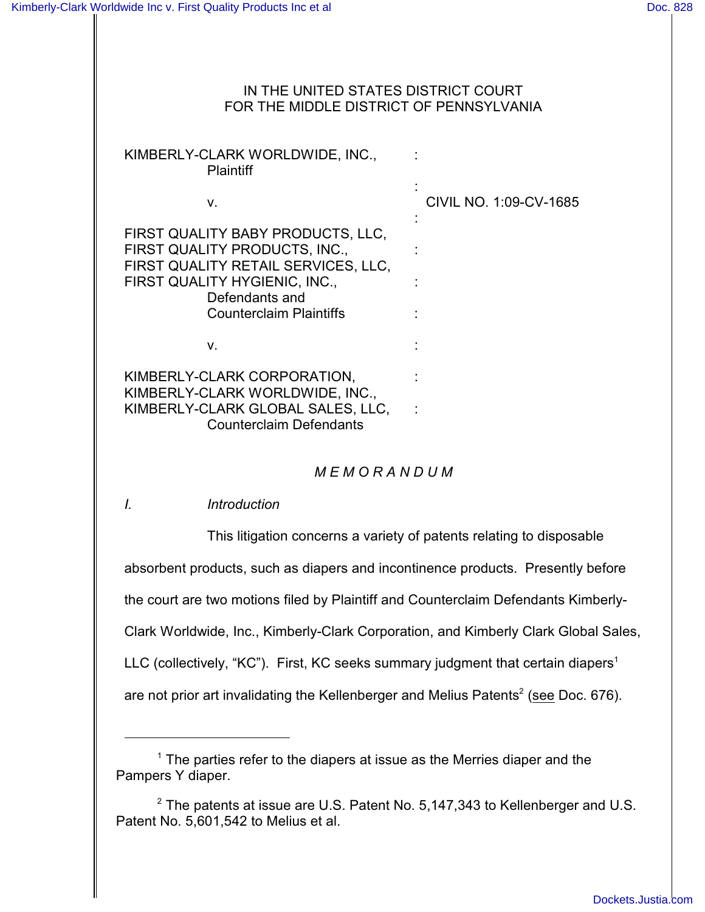IN THE UNITED STATES DISTRICT COURT
FOR THE MIDDLE DISTRICT OF PENNSYLVANIA

| | | |
|---|---|---|
| KIMBERLY-CLARK WORLDWIDE, INC., Plaintiff | : | |
| | : | |
| v. | : | CIVIL NO. 1:09-CV-1685 |
| | : | |
| FIRST QUALITY BABY PRODUCTS, LLC, FIRST QUALITY PRODUCTS, INC., FIRST QUALITY RETAIL SERVICES, LLC, FIRST QUALITY HYGIENIC, INC., Defendants and Counterclaim Plaintiffs | : | |
| | : | |
| v. | : | |
| | : | |
| KIMBERLY-CLARK CORPORATION, KIMBERLY-CLARK WORLDWIDE, INC., KIMBERLY-CLARK GLOBAL SALES, LLC, Counterclaim Defendants | : | |

*M E M O R A N D U M*

*I. Introduction*

This litigation concerns a variety of patents relating to disposable absorbent products, such as diapers and incontinence products. Presently before the court are two motions filed by Plaintiff and Counterclaim Defendants Kimberly-Clark Worldwide, Inc., Kimberly-Clark Corporation, and Kimberly Clark Global Sales, LLC (collectively, "KC"). First, KC seeks summary judgment that certain diapers[1] are not prior art invalidating the Kellenberger and Melius Patents[2] (see Doc. 676).

---

[1] The parties refer to the diapers at issue as the Merries diaper and the Pampers Y diaper.

[2] The patents at issue are U.S. Patent No. 5,147,343 to Kellenberger and U.S. Patent No. 5,601,542 to Melius et al.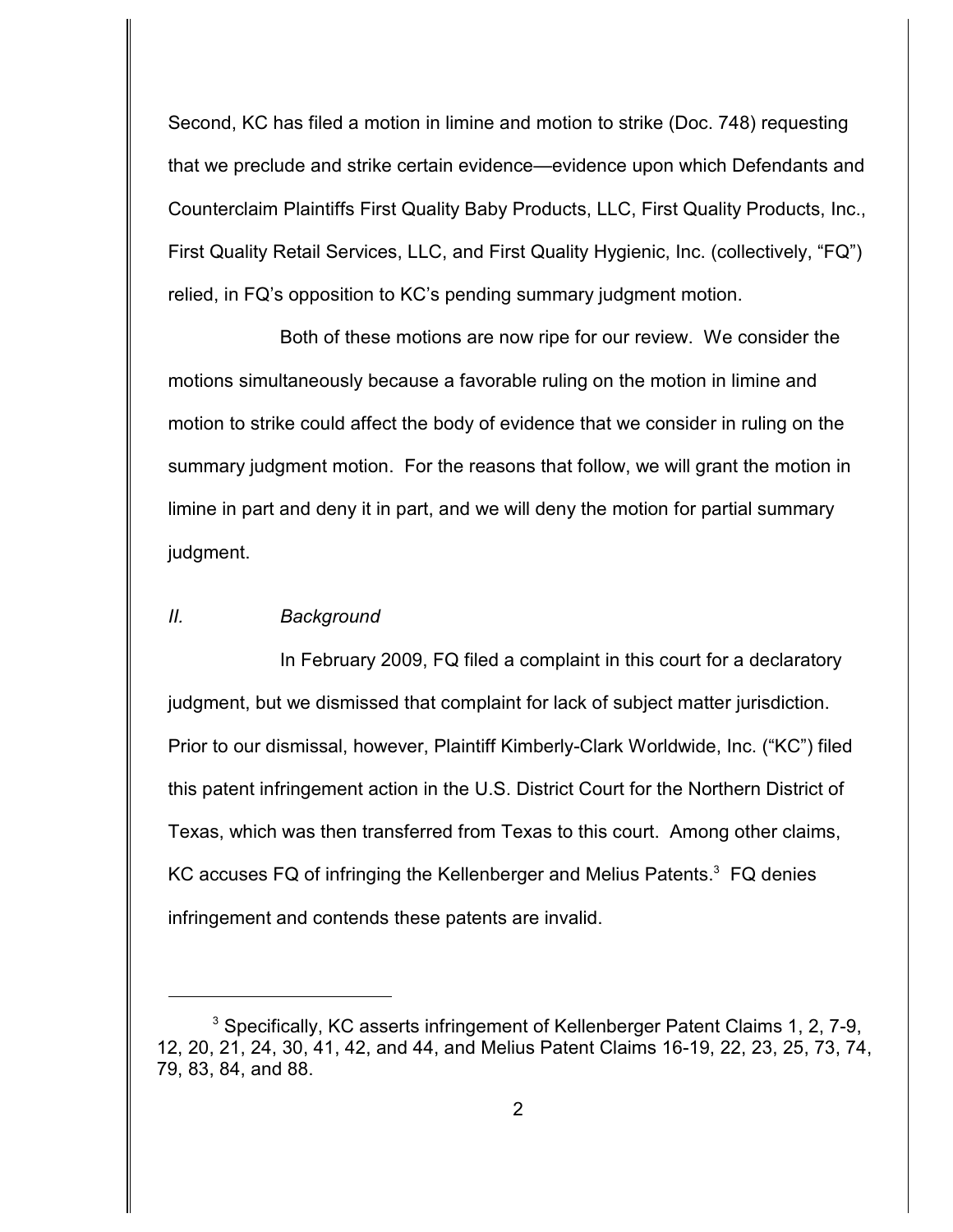Second, KC has filed a motion in limine and motion to strike (Doc. 748) requesting that we preclude and strike certain evidence—evidence upon which Defendants and Counterclaim Plaintiffs First Quality Baby Products, LLC, First Quality Products, Inc., First Quality Retail Services, LLC, and First Quality Hygienic, Inc. (collectively, "FQ") relied, in FQ's opposition to KC's pending summary judgment motion.

Both of these motions are now ripe for our review. We consider the motions simultaneously because a favorable ruling on the motion in limine and motion to strike could affect the body of evidence that we consider in ruling on the summary judgment motion. For the reasons that follow, we will grant the motion in limine in part and deny it in part, and we will deny the motion for partial summary judgment.

## *II. Background*

In February 2009, FQ filed a complaint in this court for a declaratory judgment, but we dismissed that complaint for lack of subject matter jurisdiction. Prior to our dismissal, however, Plaintiff Kimberly-Clark Worldwide, Inc. ("KC") filed this patent infringement action in the U.S. District Court for the Northern District of Texas, which was then transferred from Texas to this court. Among other claims, KC accuses FQ of infringing the Kellenberger and Melius Patents.[3] FQ denies infringement and contends these patents are invalid.

[3] Specifically, KC asserts infringement of Kellenberger Patent Claims 1, 2, 7-9, 12, 20, 21, 24, 30, 41, 42, and 44, and Melius Patent Claims 16-19, 22, 23, 25, 73, 74, 79, 83, 84, and 88.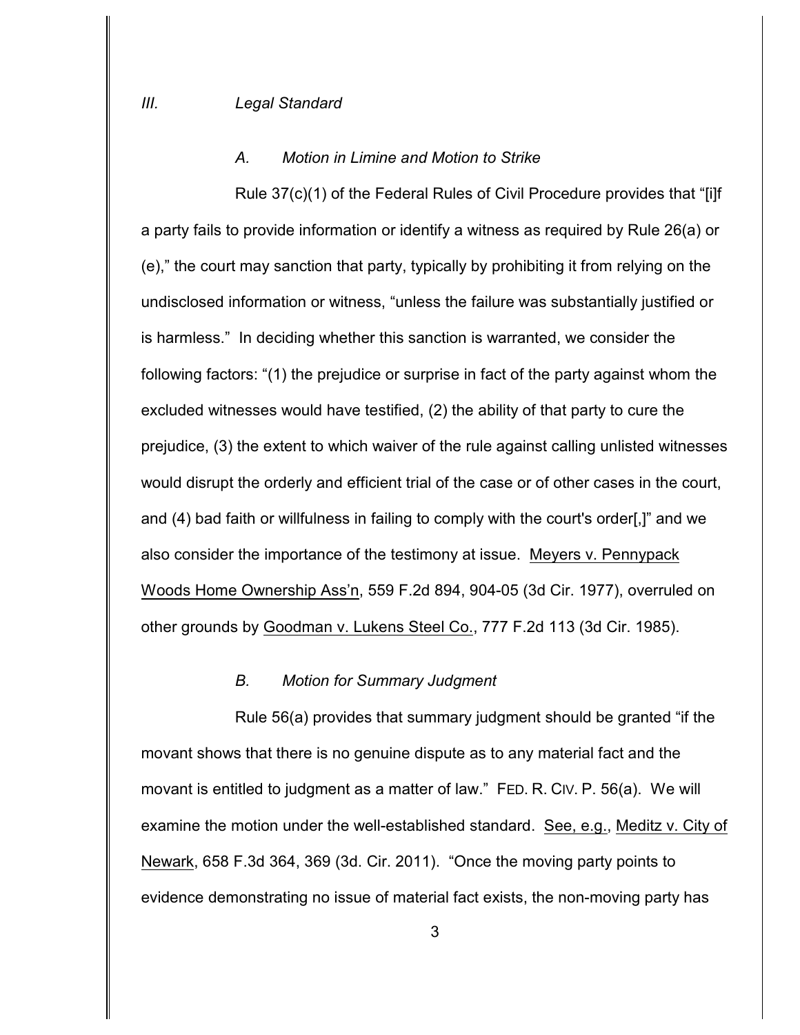### *III. Legal Standard*

#### *A. Motion in Limine and Motion to Strike*

Rule 37(c)(1) of the Federal Rules of Civil Procedure provides that "[i]f a party fails to provide information or identify a witness as required by Rule 26(a) or (e)," the court may sanction that party, typically by prohibiting it from relying on the undisclosed information or witness, "unless the failure was substantially justified or is harmless." In deciding whether this sanction is warranted, we consider the following factors: "(1) the prejudice or surprise in fact of the party against whom the excluded witnesses would have testified, (2) the ability of that party to cure the prejudice, (3) the extent to which waiver of the rule against calling unlisted witnesses would disrupt the orderly and efficient trial of the case or of other cases in the court, and (4) bad faith or willfulness in failing to comply with the court's order[,]" and we also consider the importance of the testimony at issue. Meyers v. Pennypack Woods Home Ownership Ass'n, 559 F.2d 894, 904-05 (3d Cir. 1977), overruled on other grounds by Goodman v. Lukens Steel Co., 777 F.2d 113 (3d Cir. 1985).

#### *B. Motion for Summary Judgment*

Rule 56(a) provides that summary judgment should be granted "if the movant shows that there is no genuine dispute as to any material fact and the movant is entitled to judgment as a matter of law." FED. R. CIV. P. 56(a). We will examine the motion under the well-established standard. See, e.g., Meditz v. City of Newark, 658 F.3d 364, 369 (3d. Cir. 2011). "Once the moving party points to evidence demonstrating no issue of material fact exists, the non-moving party has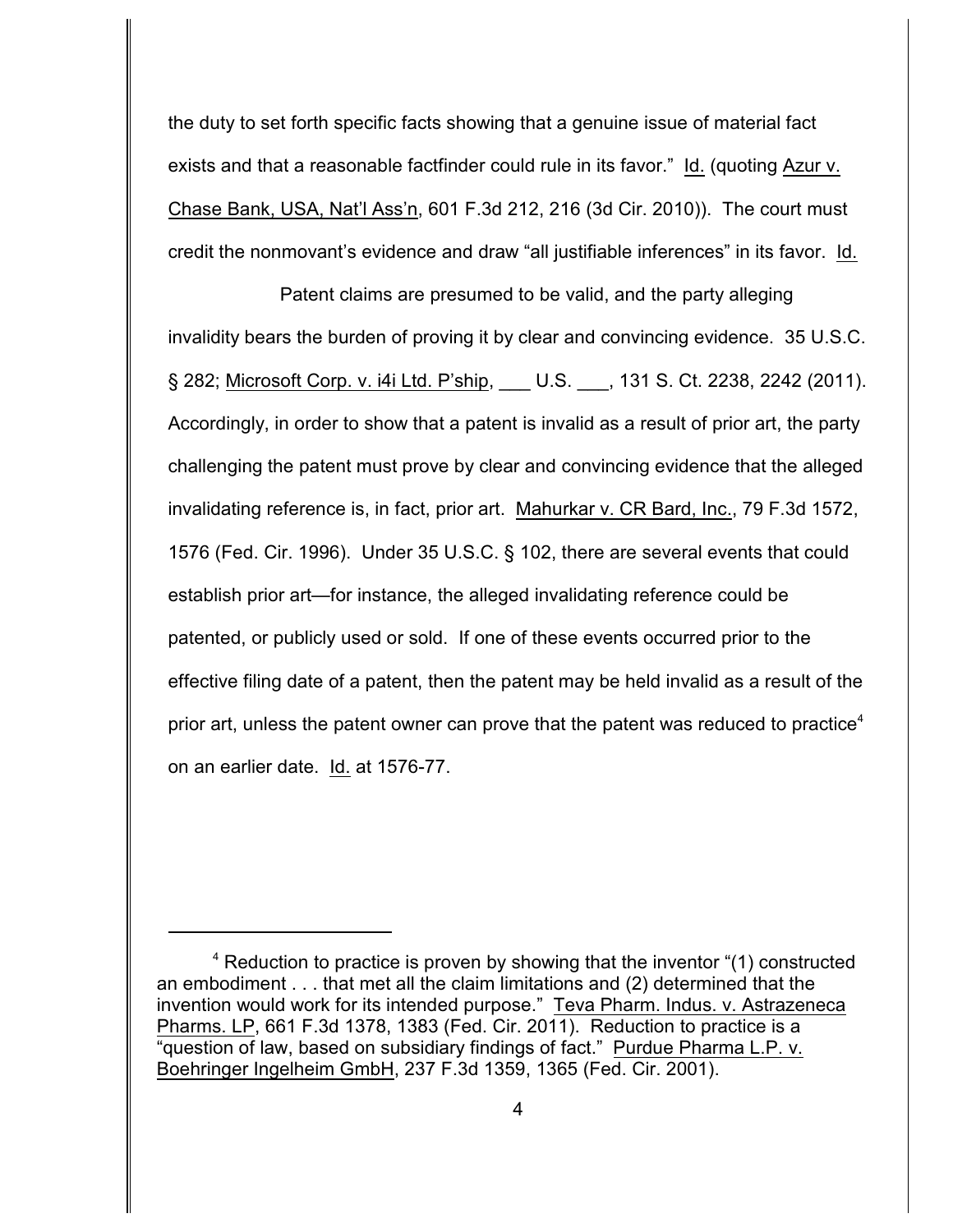the duty to set forth specific facts showing that a genuine issue of material fact exists and that a reasonable factfinder could rule in its favor." Id. (quoting Azur v. Chase Bank, USA, Nat'l Ass'n, 601 F.3d 212, 216 (3d Cir. 2010)). The court must credit the nonmovant's evidence and draw "all justifiable inferences" in its favor. Id.

Patent claims are presumed to be valid, and the party alleging invalidity bears the burden of proving it by clear and convincing evidence. 35 U.S.C. § 282; Microsoft Corp. v. i4i Ltd. P'ship, ___ U.S. ___, 131 S. Ct. 2238, 2242 (2011). Accordingly, in order to show that a patent is invalid as a result of prior art, the party challenging the patent must prove by clear and convincing evidence that the alleged invalidating reference is, in fact, prior art. Mahurkar v. CR Bard, Inc., 79 F.3d 1572, 1576 (Fed. Cir. 1996). Under 35 U.S.C. § 102, there are several events that could establish prior art—for instance, the alleged invalidating reference could be patented, or publicly used or sold. If one of these events occurred prior to the effective filing date of a patent, then the patent may be held invalid as a result of the prior art, unless the patent owner can prove that the patent was reduced to practice[4] on an earlier date. Id. at 1576-77.

---

[4] Reduction to practice is proven by showing that the inventor "(1) constructed an embodiment . . . that met all the claim limitations and (2) determined that the invention would work for its intended purpose." Teva Pharm. Indus. v. Astrazeneca Pharms. LP, 661 F.3d 1378, 1383 (Fed. Cir. 2011). Reduction to practice is a "question of law, based on subsidiary findings of fact." Purdue Pharma L.P. v. Boehringer Ingelheim GmbH, 237 F.3d 1359, 1365 (Fed. Cir. 2001).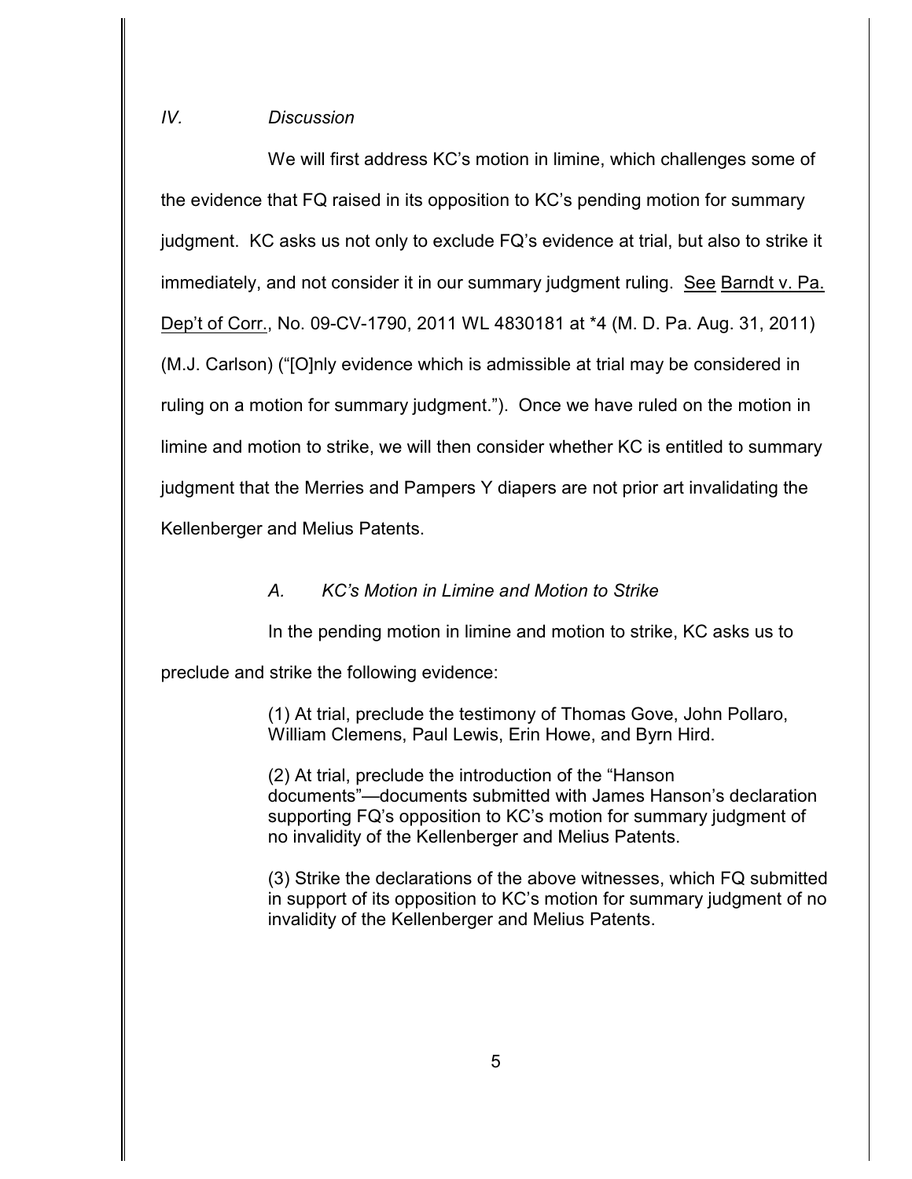## *IV. Discussion*

We will first address KC's motion in limine, which challenges some of the evidence that FQ raised in its opposition to KC's pending motion for summary judgment. KC asks us not only to exclude FQ's evidence at trial, but also to strike it immediately, and not consider it in our summary judgment ruling. See Barndt v. Pa. Dep't of Corr., No. 09-CV-1790, 2011 WL 4830181 at *4 (M. D. Pa. Aug. 31, 2011) (M.J. Carlson) ("[O]nly evidence which is admissible at trial may be considered in ruling on a motion for summary judgment."). Once we have ruled on the motion in limine and motion to strike, we will then consider whether KC is entitled to summary judgment that the Merries and Pampers Y diapers are not prior art invalidating the Kellenberger and Melius Patents.

### *A. KC's Motion in Limine and Motion to Strike*

In the pending motion in limine and motion to strike, KC asks us to preclude and strike the following evidence:

> (1) At trial, preclude the testimony of Thomas Gove, John Pollaro, William Clemens, Paul Lewis, Erin Howe, and Byrn Hird.
>
> (2) At trial, preclude the introduction of the "Hanson documents"—documents submitted with James Hanson's declaration supporting FQ's opposition to KC's motion for summary judgment of no invalidity of the Kellenberger and Melius Patents.
>
> (3) Strike the declarations of the above witnesses, which FQ submitted in support of its opposition to KC's motion for summary judgment of no invalidity of the Kellenberger and Melius Patents.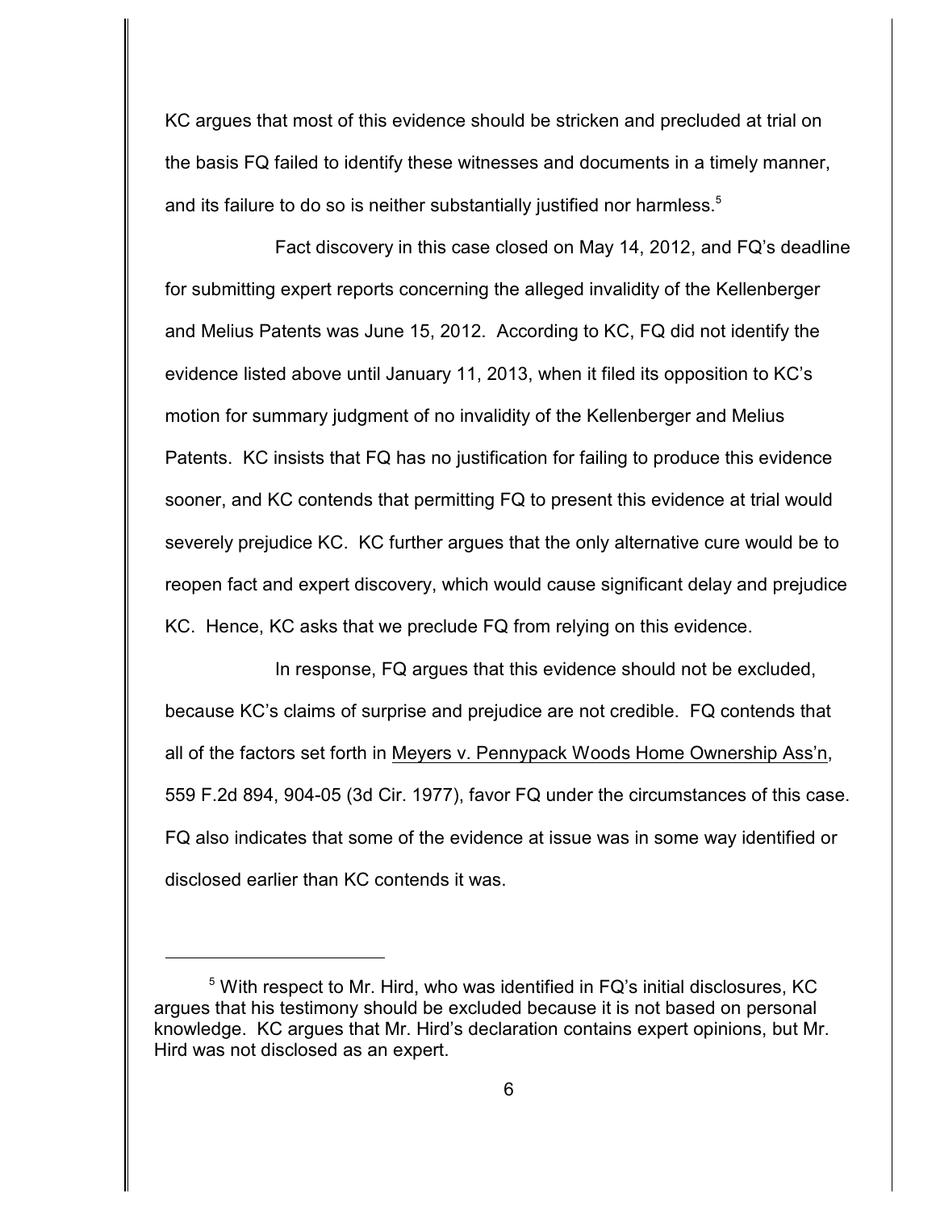KC argues that most of this evidence should be stricken and precluded at trial on the basis FQ failed to identify these witnesses and documents in a timely manner, and its failure to do so is neither substantially justified nor harmless.[5]

Fact discovery in this case closed on May 14, 2012, and FQ's deadline for submitting expert reports concerning the alleged invalidity of the Kellenberger and Melius Patents was June 15, 2012. According to KC, FQ did not identify the evidence listed above until January 11, 2013, when it filed its opposition to KC's motion for summary judgment of no invalidity of the Kellenberger and Melius Patents. KC insists that FQ has no justification for failing to produce this evidence sooner, and KC contends that permitting FQ to present this evidence at trial would severely prejudice KC. KC further argues that the only alternative cure would be to reopen fact and expert discovery, which would cause significant delay and prejudice KC. Hence, KC asks that we preclude FQ from relying on this evidence.

In response, FQ argues that this evidence should not be excluded, because KC's claims of surprise and prejudice are not credible. FQ contends that all of the factors set forth in Meyers v. Pennypack Woods Home Ownership Ass'n, 559 F.2d 894, 904-05 (3d Cir. 1977), favor FQ under the circumstances of this case. FQ also indicates that some of the evidence at issue was in some way identified or disclosed earlier than KC contends it was.

---

[5] With respect to Mr. Hird, who was identified in FQ's initial disclosures, KC argues that his testimony should be excluded because it is not based on personal knowledge. KC argues that Mr. Hird's declaration contains expert opinions, but Mr. Hird was not disclosed as an expert.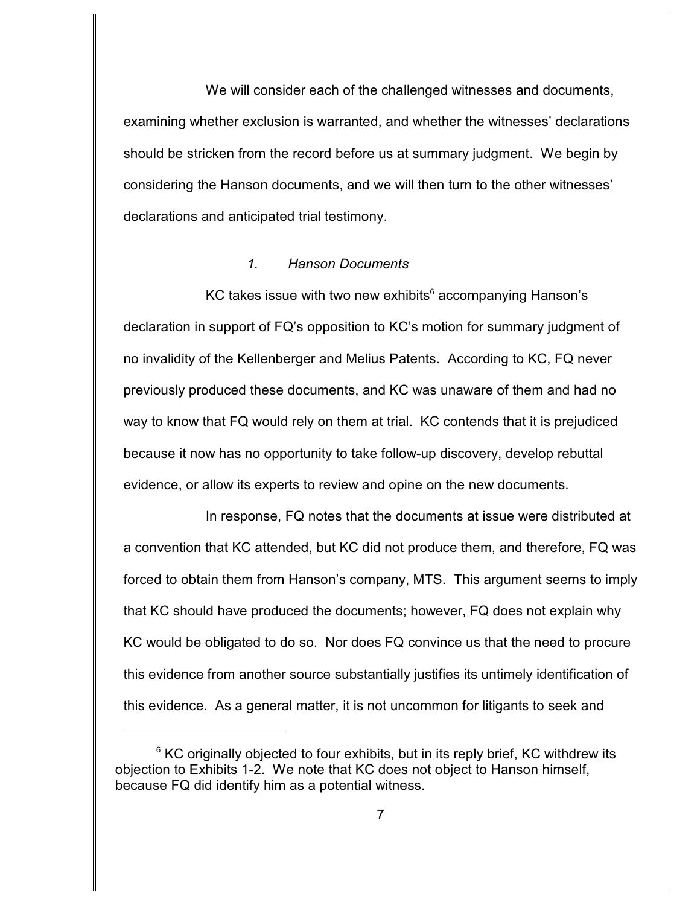We will consider each of the challenged witnesses and documents, examining whether exclusion is warranted, and whether the witnesses' declarations should be stricken from the record before us at summary judgment. We begin by considering the Hanson documents, and we will then turn to the other witnesses' declarations and anticipated trial testimony.

### *1. Hanson Documents*

KC takes issue with two new exhibits[6] accompanying Hanson's declaration in support of FQ's opposition to KC's motion for summary judgment of no invalidity of the Kellenberger and Melius Patents. According to KC, FQ never previously produced these documents, and KC was unaware of them and had no way to know that FQ would rely on them at trial. KC contends that it is prejudiced because it now has no opportunity to take follow-up discovery, develop rebuttal evidence, or allow its experts to review and opine on the new documents.

In response, FQ notes that the documents at issue were distributed at a convention that KC attended, but KC did not produce them, and therefore, FQ was forced to obtain them from Hanson's company, MTS. This argument seems to imply that KC should have produced the documents; however, FQ does not explain why KC would be obligated to do so. Nor does FQ convince us that the need to procure this evidence from another source substantially justifies its untimely identification of this evidence. As a general matter, it is not uncommon for litigants to seek and

---

[6] KC originally objected to four exhibits, but in its reply brief, KC withdrew its objection to Exhibits 1-2. We note that KC does not object to Hanson himself, because FQ did identify him as a potential witness.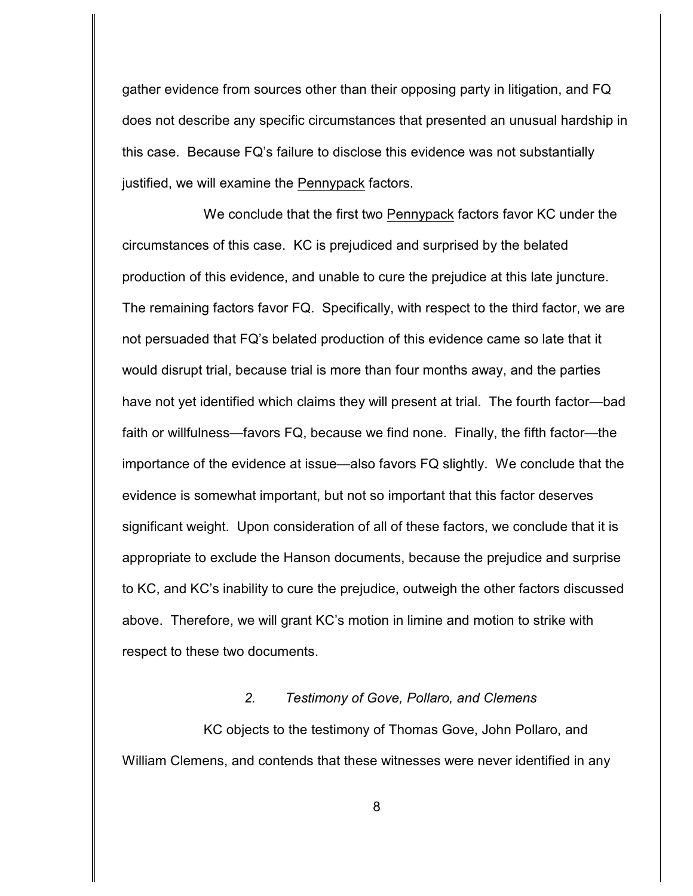gather evidence from sources other than their opposing party in litigation, and FQ does not describe any specific circumstances that presented an unusual hardship in this case. Because FQ's failure to disclose this evidence was not substantially justified, we will examine the Pennypack factors.

We conclude that the first two Pennypack factors favor KC under the circumstances of this case. KC is prejudiced and surprised by the belated production of this evidence, and unable to cure the prejudice at this late juncture. The remaining factors favor FQ. Specifically, with respect to the third factor, we are not persuaded that FQ's belated production of this evidence came so late that it would disrupt trial, because trial is more than four months away, and the parties have not yet identified which claims they will present at trial. The fourth factor—bad faith or willfulness—favors FQ, because we find none. Finally, the fifth factor—the importance of the evidence at issue—also favors FQ slightly. We conclude that the evidence is somewhat important, but not so important that this factor deserves significant weight. Upon consideration of all of these factors, we conclude that it is appropriate to exclude the Hanson documents, because the prejudice and surprise to KC, and KC's inability to cure the prejudice, outweigh the other factors discussed above. Therefore, we will grant KC's motion in limine and motion to strike with respect to these two documents.

### *2. Testimony of Gove, Pollaro, and Clemens*

KC objects to the testimony of Thomas Gove, John Pollaro, and William Clemens, and contends that these witnesses were never identified in any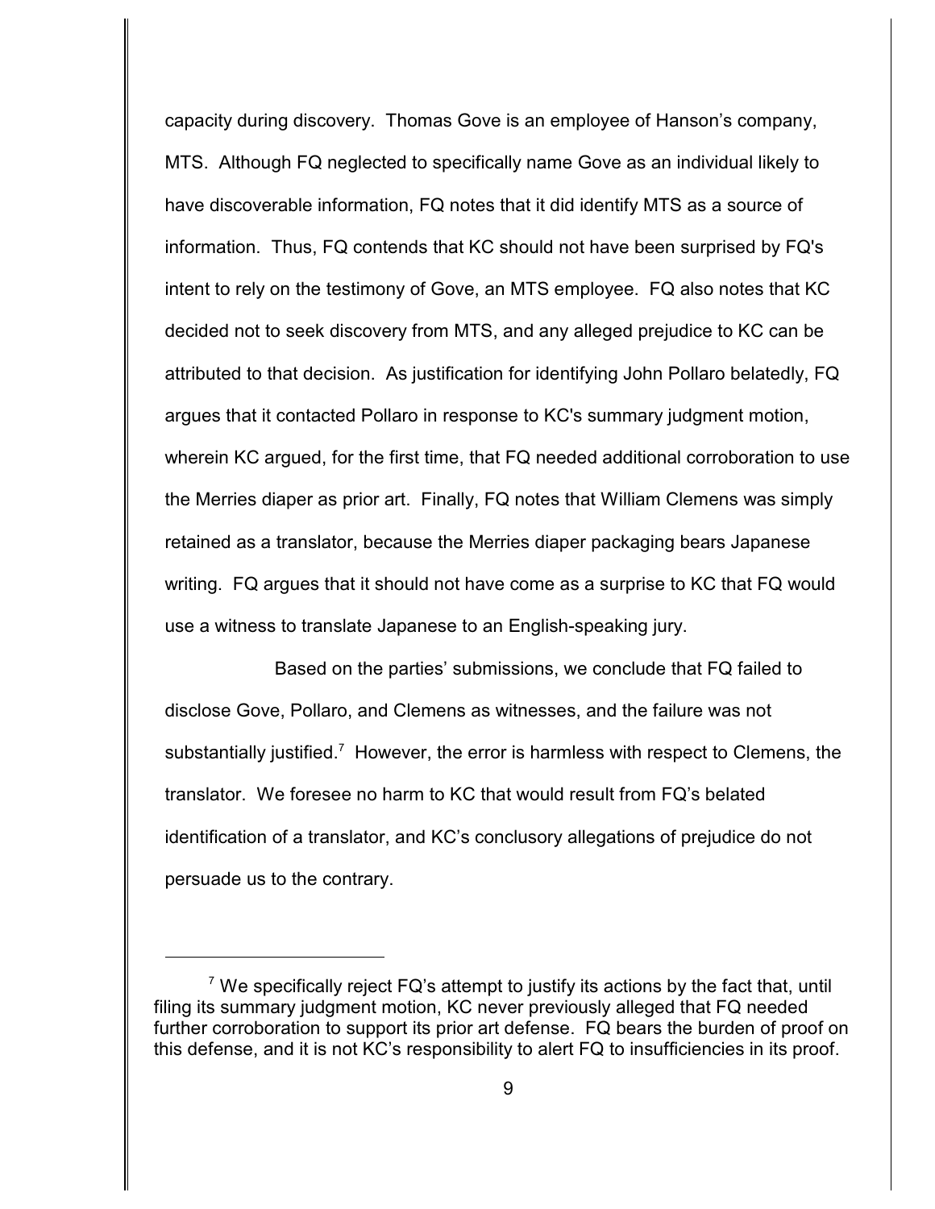capacity during discovery. Thomas Gove is an employee of Hanson's company, MTS. Although FQ neglected to specifically name Gove as an individual likely to have discoverable information, FQ notes that it did identify MTS as a source of information. Thus, FQ contends that KC should not have been surprised by FQ's intent to rely on the testimony of Gove, an MTS employee. FQ also notes that KC decided not to seek discovery from MTS, and any alleged prejudice to KC can be attributed to that decision. As justification for identifying John Pollaro belatedly, FQ argues that it contacted Pollaro in response to KC's summary judgment motion, wherein KC argued, for the first time, that FQ needed additional corroboration to use the Merries diaper as prior art. Finally, FQ notes that William Clemens was simply retained as a translator, because the Merries diaper packaging bears Japanese writing. FQ argues that it should not have come as a surprise to KC that FQ would use a witness to translate Japanese to an English-speaking jury.

Based on the parties' submissions, we conclude that FQ failed to disclose Gove, Pollaro, and Clemens as witnesses, and the failure was not substantially justified.[7] However, the error is harmless with respect to Clemens, the translator. We foresee no harm to KC that would result from FQ's belated identification of a translator, and KC's conclusory allegations of prejudice do not persuade us to the contrary.

[7] We specifically reject FQ's attempt to justify its actions by the fact that, until filing its summary judgment motion, KC never previously alleged that FQ needed further corroboration to support its prior art defense. FQ bears the burden of proof on this defense, and it is not KC's responsibility to alert FQ to insufficiencies in its proof.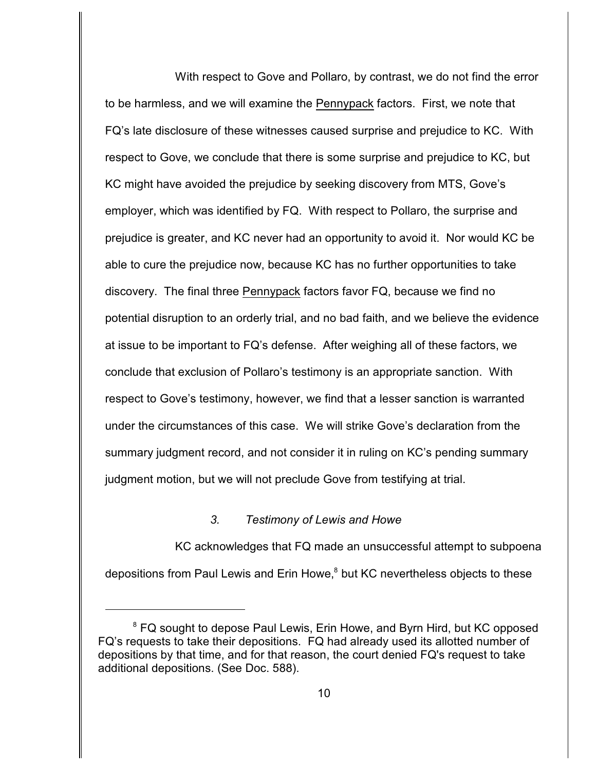With respect to Gove and Pollaro, by contrast, we do not find the error to be harmless, and we will examine the Pennypack factors. First, we note that FQ's late disclosure of these witnesses caused surprise and prejudice to KC. With respect to Gove, we conclude that there is some surprise and prejudice to KC, but KC might have avoided the prejudice by seeking discovery from MTS, Gove's employer, which was identified by FQ. With respect to Pollaro, the surprise and prejudice is greater, and KC never had an opportunity to avoid it. Nor would KC be able to cure the prejudice now, because KC has no further opportunities to take discovery. The final three Pennypack factors favor FQ, because we find no potential disruption to an orderly trial, and no bad faith, and we believe the evidence at issue to be important to FQ's defense. After weighing all of these factors, we conclude that exclusion of Pollaro's testimony is an appropriate sanction. With respect to Gove's testimony, however, we find that a lesser sanction is warranted under the circumstances of this case. We will strike Gove's declaration from the summary judgment record, and not consider it in ruling on KC's pending summary judgment motion, but we will not preclude Gove from testifying at trial.

### *3. Testimony of Lewis and Howe*

KC acknowledges that FQ made an unsuccessful attempt to subpoena depositions from Paul Lewis and Erin Howe,[8] but KC nevertheless objects to these

[8] FQ sought to depose Paul Lewis, Erin Howe, and Byrn Hird, but KC opposed FQ's requests to take their depositions. FQ had already used its allotted number of depositions by that time, and for that reason, the court denied FQ's request to take additional depositions. (See Doc. 588).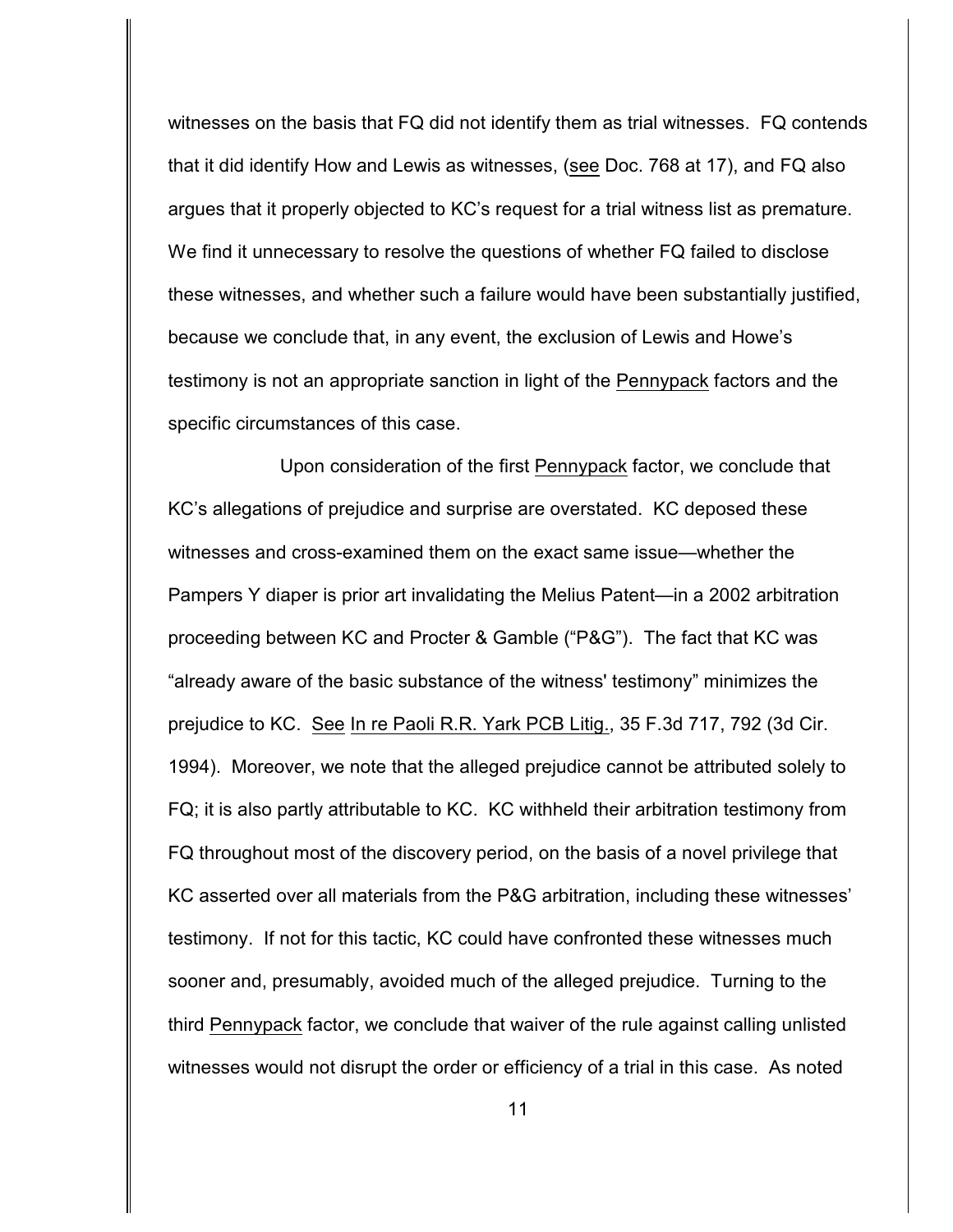witnesses on the basis that FQ did not identify them as trial witnesses. FQ contends that it did identify How and Lewis as witnesses, (see Doc. 768 at 17), and FQ also argues that it properly objected to KC's request for a trial witness list as premature. We find it unnecessary to resolve the questions of whether FQ failed to disclose these witnesses, and whether such a failure would have been substantially justified, because we conclude that, in any event, the exclusion of Lewis and Howe's testimony is not an appropriate sanction in light of the Pennypack factors and the specific circumstances of this case.

Upon consideration of the first Pennypack factor, we conclude that KC's allegations of prejudice and surprise are overstated. KC deposed these witnesses and cross-examined them on the exact same issue—whether the Pampers Y diaper is prior art invalidating the Melius Patent—in a 2002 arbitration proceeding between KC and Procter & Gamble ("P&G"). The fact that KC was "already aware of the basic substance of the witness' testimony" minimizes the prejudice to KC. See In re Paoli R.R. Yark PCB Litig., 35 F.3d 717, 792 (3d Cir. 1994). Moreover, we note that the alleged prejudice cannot be attributed solely to FQ; it is also partly attributable to KC. KC withheld their arbitration testimony from FQ throughout most of the discovery period, on the basis of a novel privilege that KC asserted over all materials from the P&G arbitration, including these witnesses' testimony. If not for this tactic, KC could have confronted these witnesses much sooner and, presumably, avoided much of the alleged prejudice. Turning to the third Pennypack factor, we conclude that waiver of the rule against calling unlisted witnesses would not disrupt the order or efficiency of a trial in this case. As noted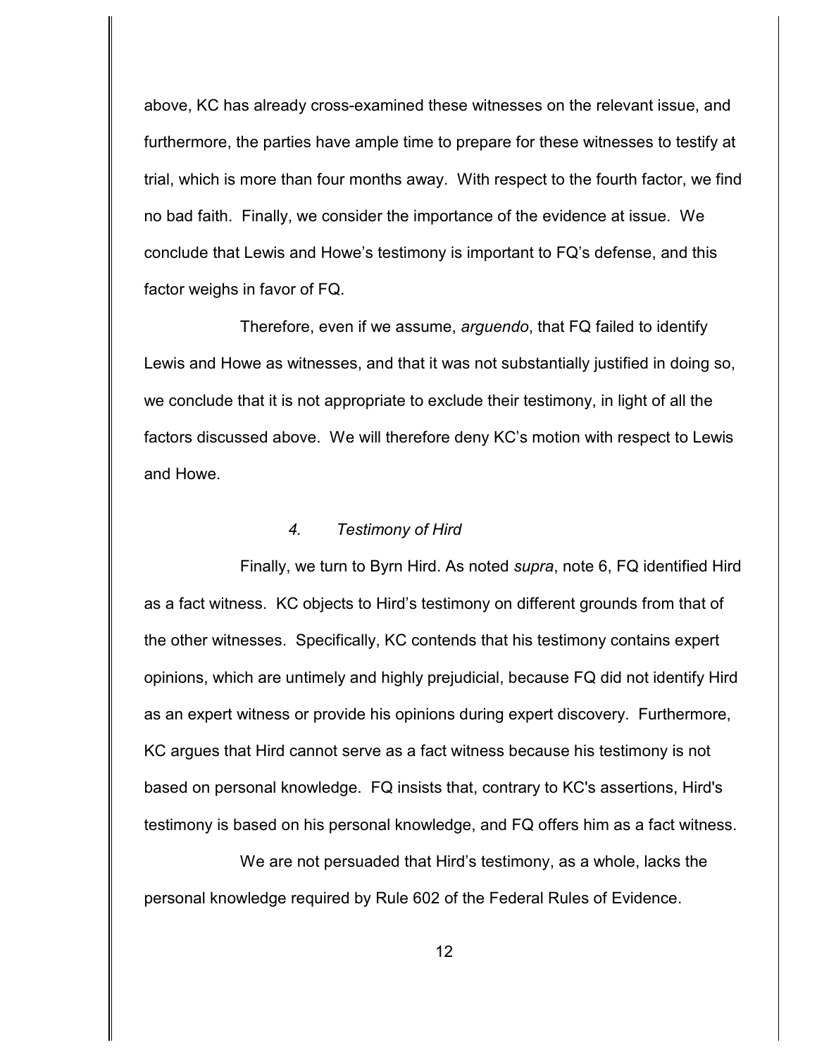above, KC has already cross-examined these witnesses on the relevant issue, and furthermore, the parties have ample time to prepare for these witnesses to testify at trial, which is more than four months away. With respect to the fourth factor, we find no bad faith. Finally, we consider the importance of the evidence at issue. We conclude that Lewis and Howe's testimony is important to FQ's defense, and this factor weighs in favor of FQ.

Therefore, even if we assume, *arguendo*, that FQ failed to identify Lewis and Howe as witnesses, and that it was not substantially justified in doing so, we conclude that it is not appropriate to exclude their testimony, in light of all the factors discussed above. We will therefore deny KC's motion with respect to Lewis and Howe.

#### *4. Testimony of Hird*

Finally, we turn to Byrn Hird. As noted *supra*, note 6, FQ identified Hird as a fact witness. KC objects to Hird's testimony on different grounds from that of the other witnesses. Specifically, KC contends that his testimony contains expert opinions, which are untimely and highly prejudicial, because FQ did not identify Hird as an expert witness or provide his opinions during expert discovery. Furthermore, KC argues that Hird cannot serve as a fact witness because his testimony is not based on personal knowledge. FQ insists that, contrary to KC's assertions, Hird's testimony is based on his personal knowledge, and FQ offers him as a fact witness.

We are not persuaded that Hird's testimony, as a whole, lacks the personal knowledge required by Rule 602 of the Federal Rules of Evidence.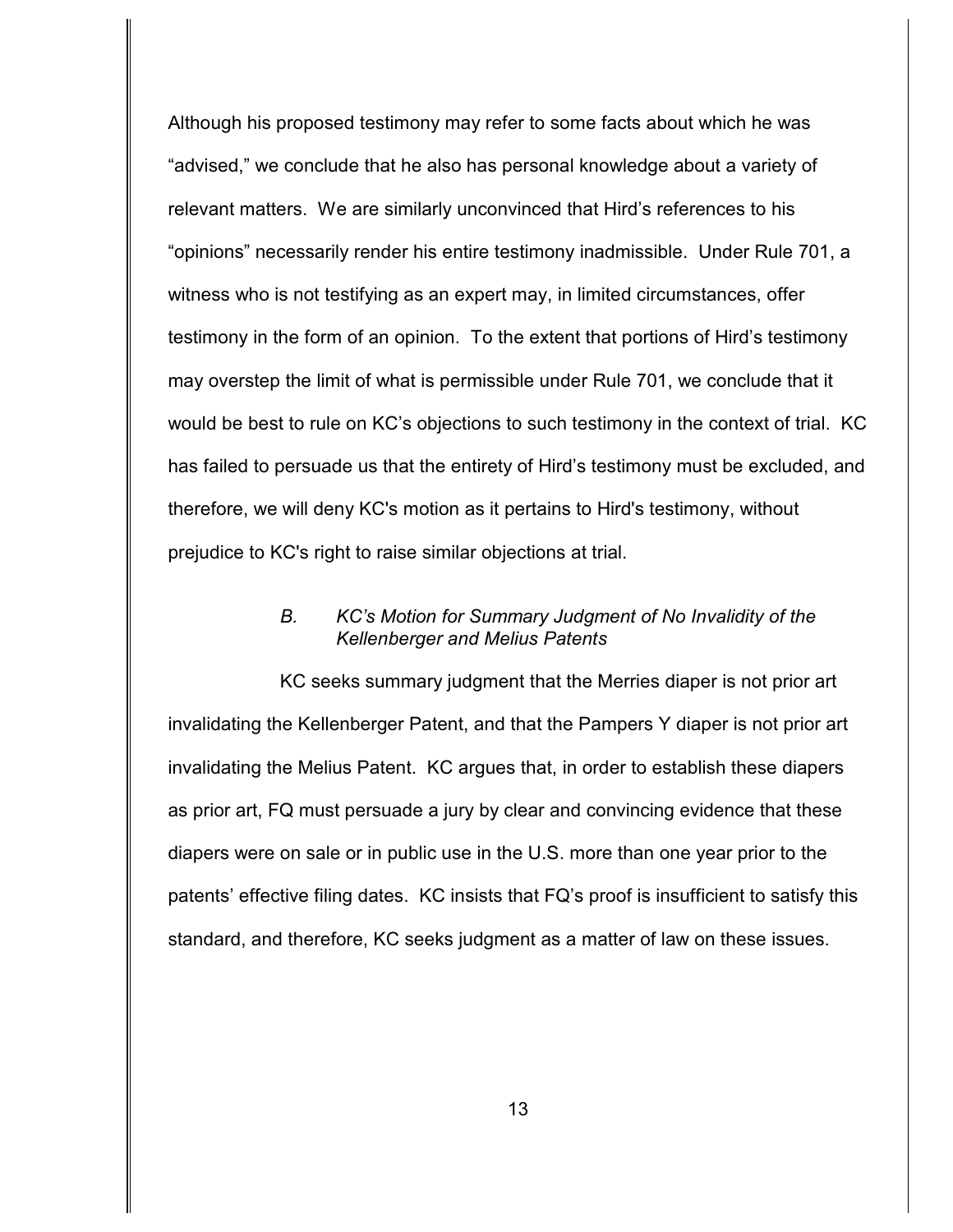Although his proposed testimony may refer to some facts about which he was "advised," we conclude that he also has personal knowledge about a variety of relevant matters. We are similarly unconvinced that Hird's references to his "opinions" necessarily render his entire testimony inadmissible. Under Rule 701, a witness who is not testifying as an expert may, in limited circumstances, offer testimony in the form of an opinion. To the extent that portions of Hird's testimony may overstep the limit of what is permissible under Rule 701, we conclude that it would be best to rule on KC's objections to such testimony in the context of trial. KC has failed to persuade us that the entirety of Hird's testimony must be excluded, and therefore, we will deny KC's motion as it pertains to Hird's testimony, without prejudice to KC's right to raise similar objections at trial.

### *B. KC's Motion for Summary Judgment of No Invalidity of the Kellenberger and Melius Patents*

KC seeks summary judgment that the Merries diaper is not prior art invalidating the Kellenberger Patent, and that the Pampers Y diaper is not prior art invalidating the Melius Patent. KC argues that, in order to establish these diapers as prior art, FQ must persuade a jury by clear and convincing evidence that these diapers were on sale or in public use in the U.S. more than one year prior to the patents' effective filing dates. KC insists that FQ's proof is insufficient to satisfy this standard, and therefore, KC seeks judgment as a matter of law on these issues.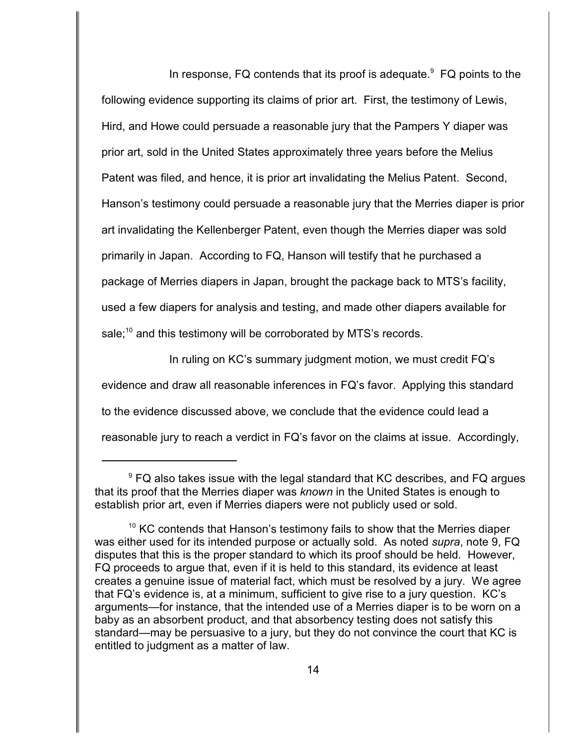In response, FQ contends that its proof is adequate.[9] FQ points to the following evidence supporting its claims of prior art. First, the testimony of Lewis, Hird, and Howe could persuade a reasonable jury that the Pampers Y diaper was prior art, sold in the United States approximately three years before the Melius Patent was filed, and hence, it is prior art invalidating the Melius Patent. Second, Hanson's testimony could persuade a reasonable jury that the Merries diaper is prior art invalidating the Kellenberger Patent, even though the Merries diaper was sold primarily in Japan. According to FQ, Hanson will testify that he purchased a package of Merries diapers in Japan, brought the package back to MTS's facility, used a few diapers for analysis and testing, and made other diapers available for sale;[10] and this testimony will be corroborated by MTS's records.

In ruling on KC's summary judgment motion, we must credit FQ's evidence and draw all reasonable inferences in FQ's favor. Applying this standard to the evidence discussed above, we conclude that the evidence could lead a reasonable jury to reach a verdict in FQ's favor on the claims at issue. Accordingly,

---

[9] FQ also takes issue with the legal standard that KC describes, and FQ argues that its proof that the Merries diaper was *known* in the United States is enough to establish prior art, even if Merries diapers were not publicly used or sold.

[10] KC contends that Hanson's testimony fails to show that the Merries diaper was either used for its intended purpose or actually sold. As noted *supra*, note 9, FQ disputes that this is the proper standard to which its proof should be held. However, FQ proceeds to argue that, even if it is held to this standard, its evidence at least creates a genuine issue of material fact, which must be resolved by a jury. We agree that FQ's evidence is, at a minimum, sufficient to give rise to a jury question. KC's arguments—for instance, that the intended use of a Merries diaper is to be worn on a baby as an absorbent product, and that absorbency testing does not satisfy this standard—may be persuasive to a jury, but they do not convince the court that KC is entitled to judgment as a matter of law.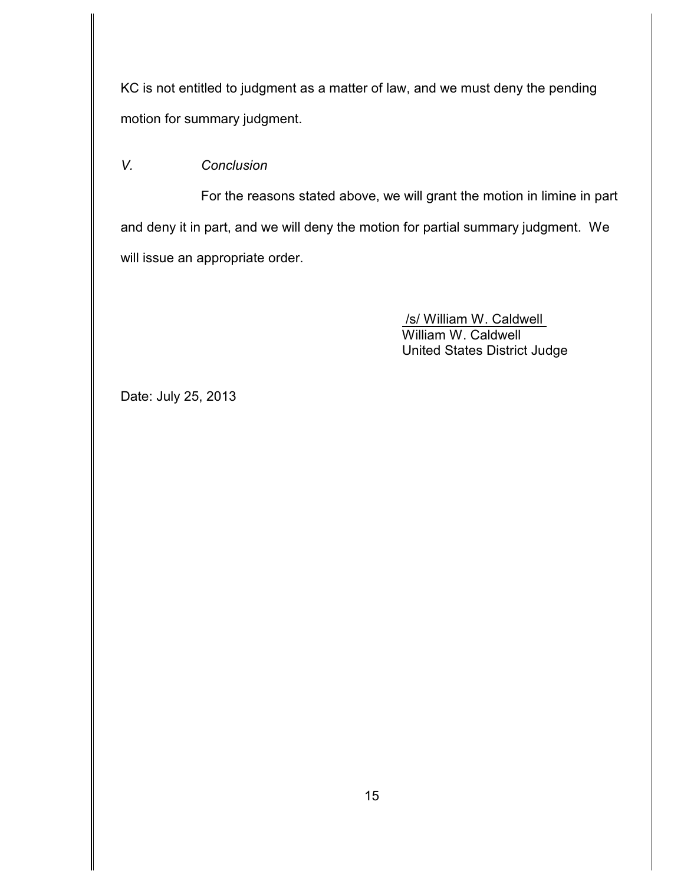KC is not entitled to judgment as a matter of law, and we must deny the pending motion for summary judgment.

### *V. Conclusion*

For the reasons stated above, we will grant the motion in limine in part and deny it in part, and we will deny the motion for partial summary judgment. We will issue an appropriate order.

/s/ William W. Caldwell
William W. Caldwell
United States District Judge

Date: July 25, 2013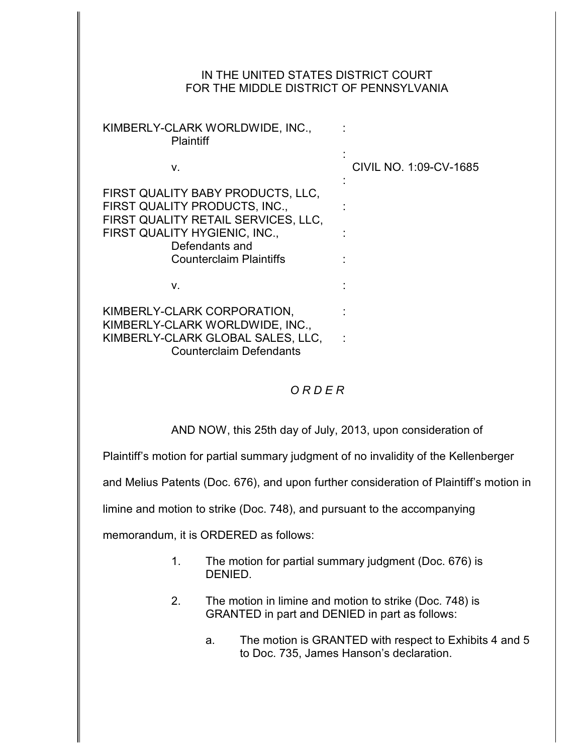IN THE UNITED STATES DISTRICT COURT
FOR THE MIDDLE DISTRICT OF PENNSYLVANIA

KIMBERLY-CLARK WORLDWIDE, INC., :
Plaintiff
:
v. : CIVIL NO. 1:09-CV-1685
:
FIRST QUALITY BABY PRODUCTS, LLC,
FIRST QUALITY PRODUCTS, INC., :
FIRST QUALITY RETAIL SERVICES, LLC,
FIRST QUALITY HYGIENIC, INC., :
Defendants and
Counterclaim Plaintiffs :

v. :

KIMBERLY-CLARK CORPORATION, :
KIMBERLY-CLARK WORLDWIDE, INC.,
KIMBERLY-CLARK GLOBAL SALES, LLC, :
Counterclaim Defendants

*O R D E R*

AND NOW, this 25th day of July, 2013, upon consideration of Plaintiff's motion for partial summary judgment of no invalidity of the Kellenberger and Melius Patents (Doc. 676), and upon further consideration of Plaintiff's motion in limine and motion to strike (Doc. 748), and pursuant to the accompanying memorandum, it is ORDERED as follows:

1. The motion for partial summary judgment (Doc. 676) is DENIED.

2. The motion in limine and motion to strike (Doc. 748) is GRANTED in part and DENIED in part as follows:

   a. The motion is GRANTED with respect to Exhibits 4 and 5 to Doc. 735, James Hanson's declaration.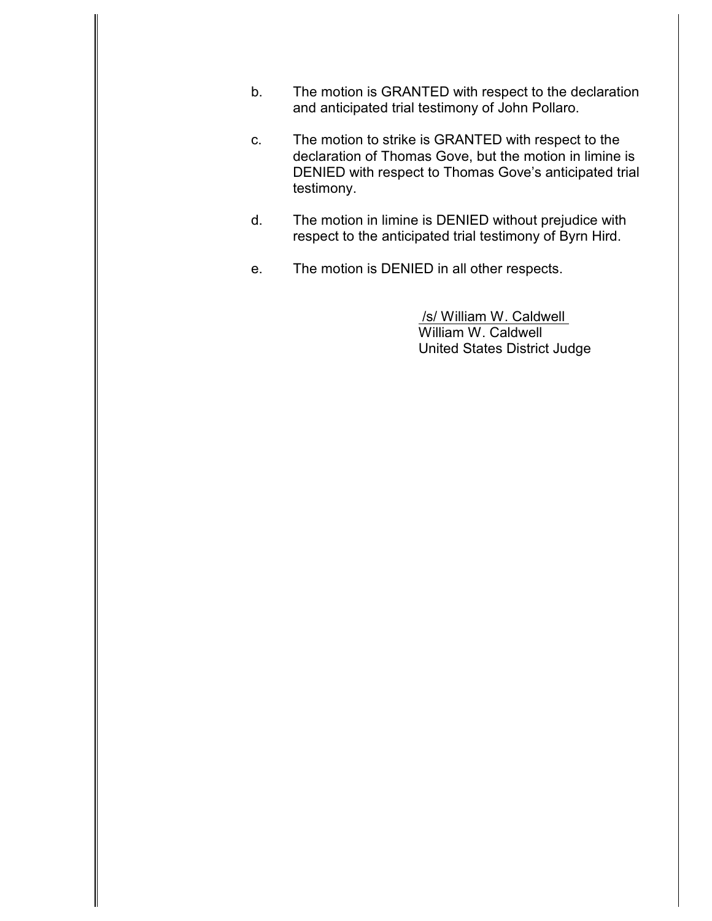b. The motion is GRANTED with respect to the declaration and anticipated trial testimony of John Pollaro.

c. The motion to strike is GRANTED with respect to the declaration of Thomas Gove, but the motion in limine is DENIED with respect to Thomas Gove's anticipated trial testimony.

d. The motion in limine is DENIED without prejudice with respect to the anticipated trial testimony of Byrn Hird.

e. The motion is DENIED in all other respects.

/s/ William W. Caldwell
William W. Caldwell
United States District Judge